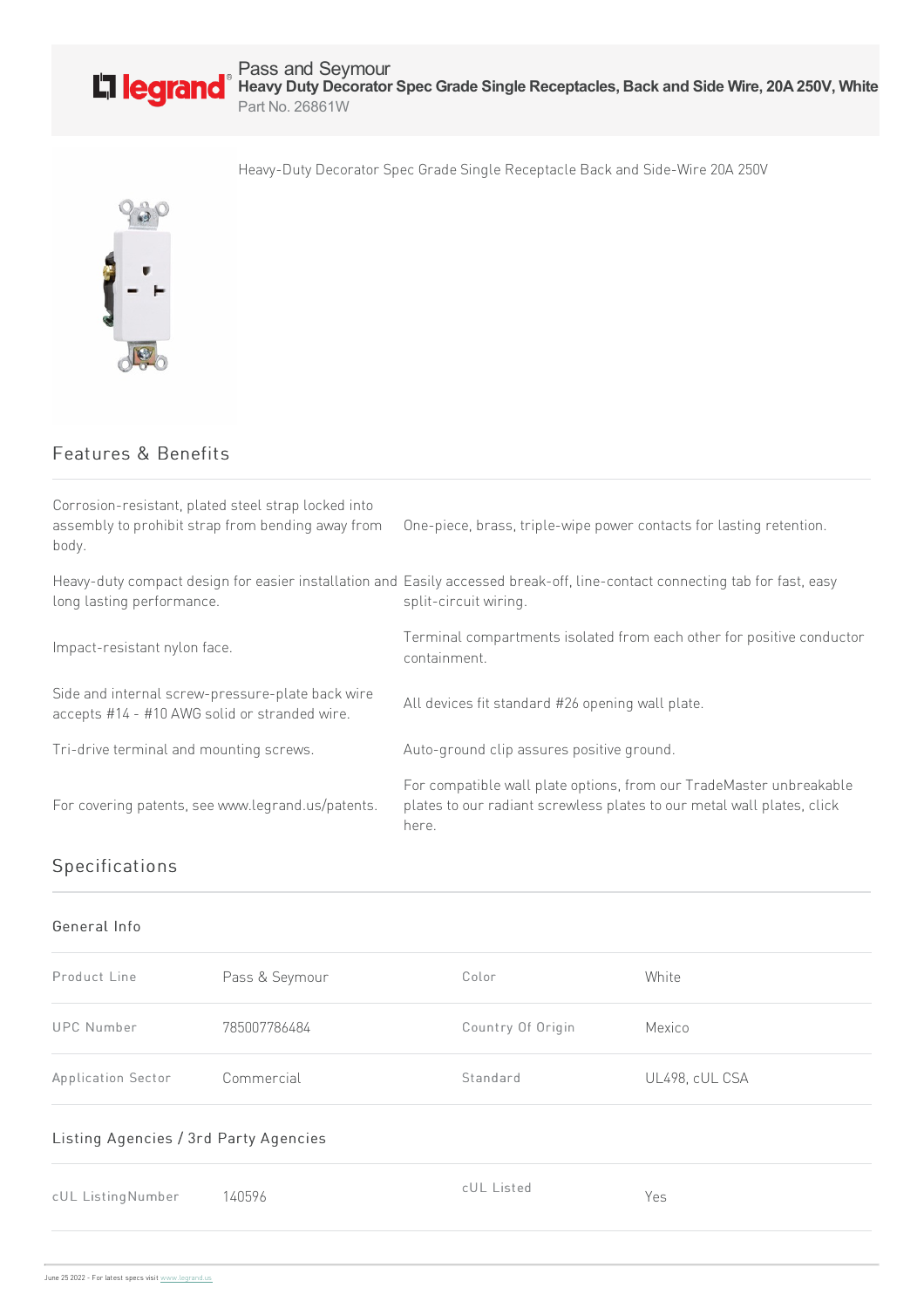Pass and Seymour

**Heavy Duty Decorator Spec Grade Single Receptacles, Back and Side Wire, 20A 250V, White**

Part No. 26861W

Heavy-Duty Decorator Spec Grade Single Receptacle Back and Side-Wire 20A 250V

## Features & Benefits

- Corrosion-resistant, plated steel strap locked into assembly to prohibit strap from bending away from body.
- One-piece, brass, triple-wipe power contacts for lasting retention.
- Heavy-duty compact design for easier installation and long lasting performance.
- Easily accessed break-off, line-contact connecting tab for fast, easy split-circuit wiring.
- Impact-resistant nylon face.
- Terminal compartments isolated from each other for positive conductor containment.
- Side and internal screw-pressure-plate back wire accepts #14 - #10 AWG solid or stranded wire.
- All devices fit standard #26 opening wall plate.
- Tri-drive terminal and mounting screws.
- Auto-ground clip assures positive ground.
- For covering patents, see www.legrand.us/patents.
- For compatible wall plate options, from our TradeMaster unbreakable plates to our radiant screwless plates to our metal wall plates, click here.

## Specifications

### General Info

| | | | |
|---|---|---|---|
| Product Line | Pass & Seymour | Color | White |
| UPC Number | 785007786484 | Country Of Origin | Mexico |
| Application Sector | Commercial | Standard | UL498, cUL CSA |

### Listing Agencies / 3rd Party Agencies

| | | | |
|---|---|---|---|
| cUL ListingNumber | 140596 | cUL Listed | Yes |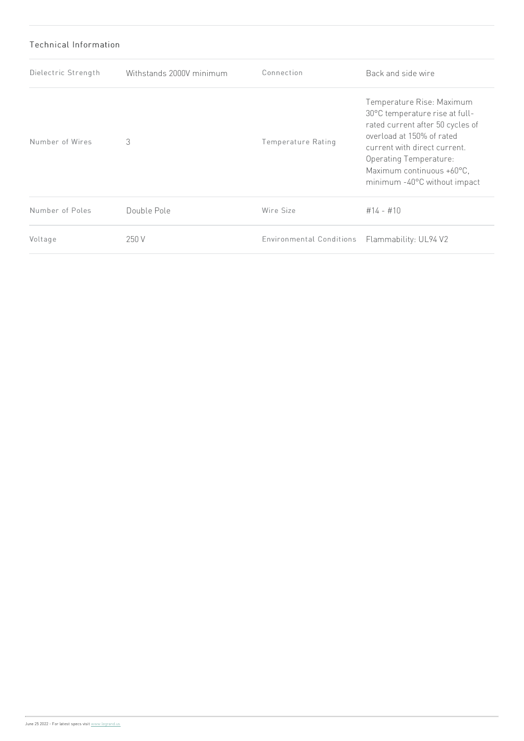## Technical Information

| | | | |
|---|---|---|---|
| Dielectric Strength | Withstands 2000V minimum | Connection | Back and side wire |
| Number of Wires | 3 | Temperature Rating | Temperature Rise: Maximum 30°C temperature rise at full-rated current after 50 cycles of overload at 150% of rated current with direct current. Operating Temperature: Maximum continuous +60°C, minimum -40°C without impact |
| Number of Poles | Double Pole | Wire Size | #14 - #10 |
| Voltage | 250 V | Environmental Conditions | Flammability: UL94 V2 |

June 25 2022 - For latest specs visit www.legrand.us